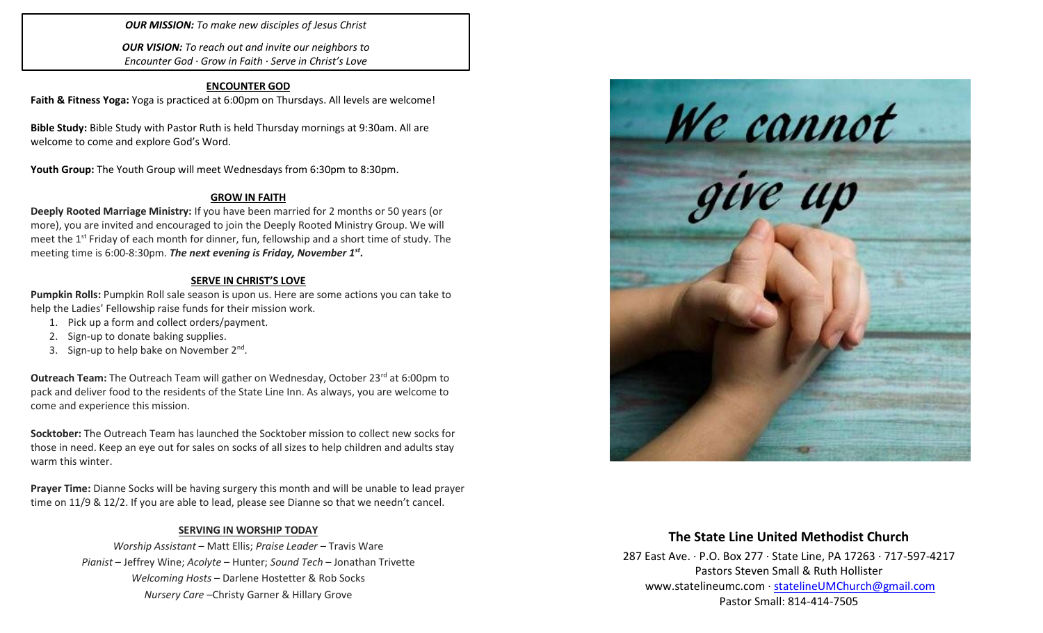***OUR MISSION:*** *To make new disciples of Jesus Christ*

***OUR VISION:*** *To reach out and invite our neighbors to Encounter God · Grow in Faith · Serve in Christ's Love*

## ENCOUNTER GOD

**Faith & Fitness Yoga:** Yoga is practiced at 6:00pm on Thursdays. All levels are welcome!

**Bible Study:** Bible Study with Pastor Ruth is held Thursday mornings at 9:30am. All are welcome to come and explore God's Word.

**Youth Group:** The Youth Group will meet Wednesdays from 6:30pm to 8:30pm.

## GROW IN FAITH

**Deeply Rooted Marriage Ministry:** If you have been married for 2 months or 50 years (or more), you are invited and encouraged to join the Deeply Rooted Ministry Group. We will meet the 1st Friday of each month for dinner, fun, fellowship and a short time of study. The meeting time is 6:00-8:30pm. ***The next evening is Friday, November 1st.***

## SERVE IN CHRIST'S LOVE

**Pumpkin Rolls:** Pumpkin Roll sale season is upon us. Here are some actions you can take to help the Ladies' Fellowship raise funds for their mission work.

1. Pick up a form and collect orders/payment.
2. Sign-up to donate baking supplies.
3. Sign-up to help bake on November 2nd.

**Outreach Team:** The Outreach Team will gather on Wednesday, October 23rd at 6:00pm to pack and deliver food to the residents of the State Line Inn. As always, you are welcome to come and experience this mission.

**Socktober:** The Outreach Team has launched the Socktober mission to collect new socks for those in need. Keep an eye out for sales on socks of all sizes to help children and adults stay warm this winter.

**Prayer Time:** Dianne Socks will be having surgery this month and will be unable to lead prayer time on 11/9 & 12/2. If you are able to lead, please see Dianne so that we needn't cancel.

## SERVING IN WORSHIP TODAY

*Worship Assistant* – Matt Ellis; *Praise Leader* – Travis Ware
*Pianist* – Jeffrey Wine; *Acolyte* – Hunter; *Sound Tech* – Jonathan Trivette
*Welcoming Hosts* – Darlene Hostetter & Rob Socks
*Nursery Care* –Christy Garner & Hillary Grove

We cannot give up

## The State Line United Methodist Church

287 East Ave. · P.O. Box 277 · State Line, PA 17263 · 717-597-4217
Pastors Steven Small & Ruth Hollister
www.statelineumc.com · statelineUMChurch@gmail.com
Pastor Small: 814-414-7505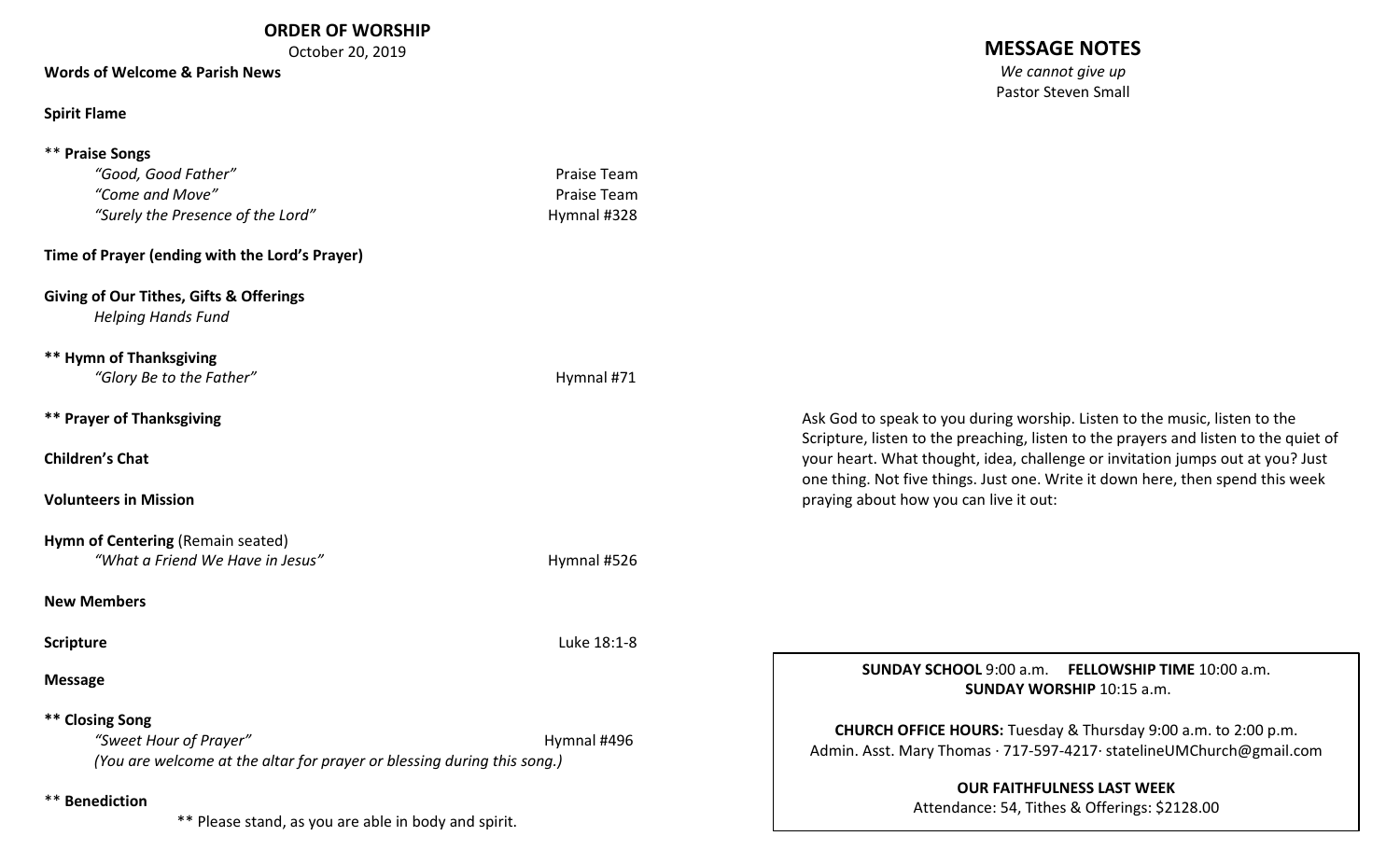## ORDER OF WORSHIP

October 20, 2019

**Words of Welcome & Parish News**

**Spirit Flame**

** **Praise Songs**

*"Good, Good Father"* Praise Team

*"Come and Move"* Praise Team

*"Surely the Presence of the Lord"* Hymnal #328

**Time of Prayer (ending with the Lord's Prayer)**

**Giving of Our Tithes, Gifts & Offerings**

*Helping Hands Fund*

**** Hymn of Thanksgiving**

*"Glory Be to the Father"* Hymnal #71

**** Prayer of Thanksgiving**

**Children's Chat**

**Volunteers in Mission**

**Hymn of Centering** (Remain seated)

*"What a Friend We Have in Jesus"* Hymnal #526

**New Members**

**Scripture** Luke 18:1-8

**Message**

**** Closing Song**

*"Sweet Hour of Prayer"* Hymnal #496

*(You are welcome at the altar for prayer or blessing during this song.)*

** **Benediction**

** Please stand, as you are able in body and spirit.

## MESSAGE NOTES

*We cannot give up*

Pastor Steven Small

Ask God to speak to you during worship. Listen to the music, listen to the Scripture, listen to the preaching, listen to the prayers and listen to the quiet of your heart. What thought, idea, challenge or invitation jumps out at you? Just one thing. Not five things. Just one. Write it down here, then spend this week praying about how you can live it out:

**SUNDAY SCHOOL** 9:00 a.m. **FELLOWSHIP TIME** 10:00 a.m.
**SUNDAY WORSHIP** 10:15 a.m.

**CHURCH OFFICE HOURS:** Tuesday & Thursday 9:00 a.m. to 2:00 p.m.
Admin. Asst. Mary Thomas · 717-597-4217· statelineUMChurch@gmail.com

**OUR FAITHFULNESS LAST WEEK**
Attendance: 54, Tithes & Offerings: $2128.00